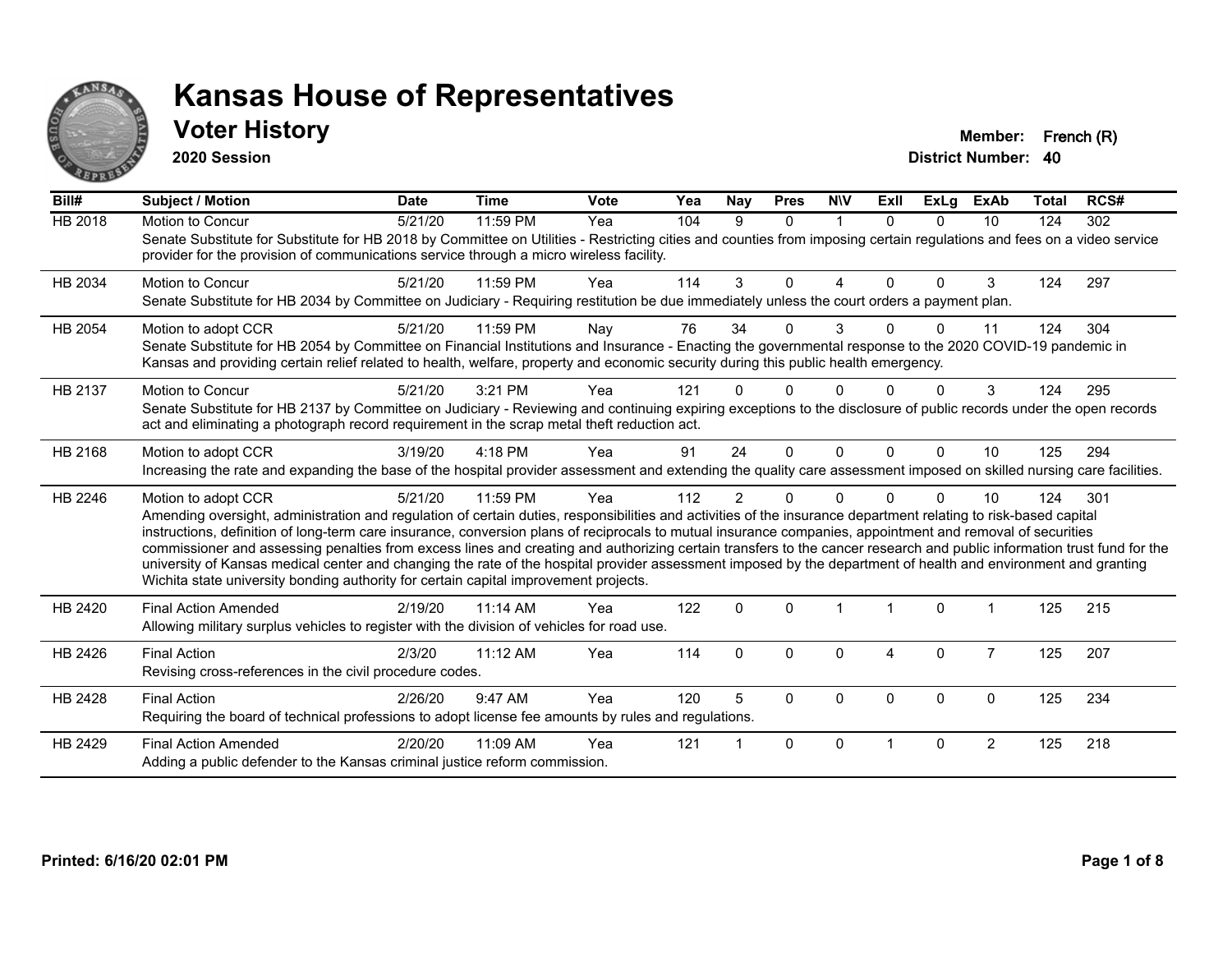# Kansas House of Representatives

## Voter History

**2020 Session**

**Member:** French (R)
**District Number:** 40

| Bill# | Subject / Motion | Date | Time | Vote | Yea | Nay | Pres | N\V | ExII | ExLg | ExAb | Total | RCS# |
|---|---|---|---|---|---|---|---|---|---|---|---|---|---|
| HB 2018 | Motion to Concur | 5/21/20 | 11:59 PM | Yea | 104 | 9 | 0 | 1 | 0 | 0 | 10 | 124 | 302 |
| | Senate Substitute for Substitute for HB 2018 by Committee on Utilities - Restricting cities and counties from imposing certain regulations and fees on a video service provider for the provision of communications service through a micro wireless facility. | | | | | | | | | | | | |
| HB 2034 | Motion to Concur | 5/21/20 | 11:59 PM | Yea | 114 | 3 | 0 | 4 | 0 | 0 | 3 | 124 | 297 |
| | Senate Substitute for HB 2034 by Committee on Judiciary - Requiring restitution be due immediately unless the court orders a payment plan. | | | | | | | | | | | | |
| HB 2054 | Motion to adopt CCR | 5/21/20 | 11:59 PM | Nay | 76 | 34 | 0 | 3 | 0 | 0 | 11 | 124 | 304 |
| | Senate Substitute for HB 2054 by Committee on Financial Institutions and Insurance - Enacting the governmental response to the 2020 COVID-19 pandemic in Kansas and providing certain relief related to health, welfare, property and economic security during this public health emergency. | | | | | | | | | | | | |
| HB 2137 | Motion to Concur | 5/21/20 | 3:21 PM | Yea | 121 | 0 | 0 | 0 | 0 | 0 | 3 | 124 | 295 |
| | Senate Substitute for HB 2137 by Committee on Judiciary - Reviewing and continuing expiring exceptions to the disclosure of public records under the open records act and eliminating a photograph record requirement in the scrap metal theft reduction act. | | | | | | | | | | | | |
| HB 2168 | Motion to adopt CCR | 3/19/20 | 4:18 PM | Yea | 91 | 24 | 0 | 0 | 0 | 0 | 10 | 125 | 294 |
| | Increasing the rate and expanding the base of the hospital provider assessment and extending the quality care assessment imposed on skilled nursing care facilities. | | | | | | | | | | | | |
| HB 2246 | Motion to adopt CCR | 5/21/20 | 11:59 PM | Yea | 112 | 2 | 0 | 0 | 0 | 0 | 10 | 124 | 301 |
| | Amending oversight, administration and regulation of certain duties, responsibilities and activities of the insurance department relating to risk-based capital instructions, definition of long-term care insurance, conversion plans of reciprocals to mutual insurance companies, appointment and removal of securities commissioner and assessing penalties from excess lines and creating and authorizing certain transfers to the cancer research and public information trust fund for the university of Kansas medical center and changing the rate of the hospital provider assessment imposed by the department of health and environment and granting Wichita state university bonding authority for certain capital improvement projects. | | | | | | | | | | | | |
| HB 2420 | Final Action Amended | 2/19/20 | 11:14 AM | Yea | 122 | 0 | 0 | 1 | 1 | 0 | 1 | 125 | 215 |
| | Allowing military surplus vehicles to register with the division of vehicles for road use. | | | | | | | | | | | | |
| HB 2426 | Final Action | 2/3/20 | 11:12 AM | Yea | 114 | 0 | 0 | 0 | 4 | 0 | 7 | 125 | 207 |
| | Revising cross-references in the civil procedure codes. | | | | | | | | | | | | |
| HB 2428 | Final Action | 2/26/20 | 9:47 AM | Yea | 120 | 5 | 0 | 0 | 0 | 0 | 0 | 125 | 234 |
| | Requiring the board of technical professions to adopt license fee amounts by rules and regulations. | | | | | | | | | | | | |
| HB 2429 | Final Action Amended | 2/20/20 | 11:09 AM | Yea | 121 | 1 | 0 | 0 | 1 | 0 | 2 | 125 | 218 |
| | Adding a public defender to the Kansas criminal justice reform commission. | | | | | | | | | | | | |

**Printed: 6/16/20 02:01 PM**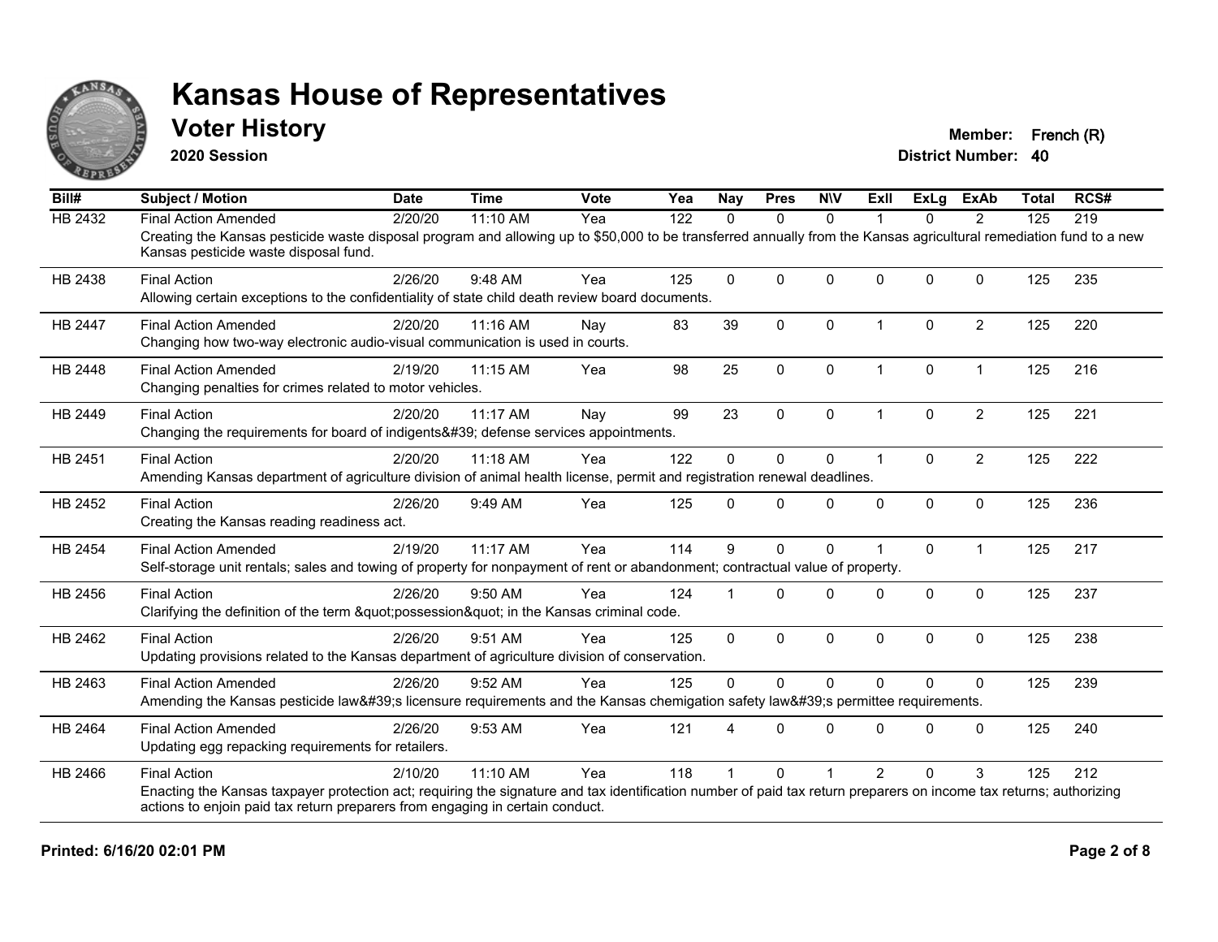# Kansas House of Representatives

## Voter History

**2020 Session**

**Member:** French (R)
**District Number:** 40

| Bill# | Subject / Motion | Date | Time | Vote | Yea | Nay | Pres | N\V | ExII | ExLg | ExAb | Total | RCS# |
|---|---|---|---|---|---|---|---|---|---|---|---|---|---|
| HB 2432 | Final Action Amended | 2/20/20 | 11:10 AM | Yea | 122 | 0 | 0 | 0 | 1 | 0 | 2 | 125 | 219 |
| | Creating the Kansas pesticide waste disposal program and allowing up to $50,000 to be transferred annually from the Kansas agricultural remediation fund to a new Kansas pesticide waste disposal fund. | | | | | | | | | | | | |
| HB 2438 | Final Action | 2/26/20 | 9:48 AM | Yea | 125 | 0 | 0 | 0 | 0 | 0 | 0 | 125 | 235 |
| | Allowing certain exceptions to the confidentiality of state child death review board documents. | | | | | | | | | | | | |
| HB 2447 | Final Action Amended | 2/20/20 | 11:16 AM | Nay | 83 | 39 | 0 | 0 | 1 | 0 | 2 | 125 | 220 |
| | Changing how two-way electronic audio-visual communication is used in courts. | | | | | | | | | | | | |
| HB 2448 | Final Action Amended | 2/19/20 | 11:15 AM | Yea | 98 | 25 | 0 | 0 | 1 | 0 | 1 | 125 | 216 |
| | Changing penalties for crimes related to motor vehicles. | | | | | | | | | | | | |
| HB 2449 | Final Action | 2/20/20 | 11:17 AM | Nay | 99 | 23 | 0 | 0 | 1 | 0 | 2 | 125 | 221 |
| | Changing the requirements for board of indigents&#39; defense services appointments. | | | | | | | | | | | | |
| HB 2451 | Final Action | 2/20/20 | 11:18 AM | Yea | 122 | 0 | 0 | 0 | 1 | 0 | 2 | 125 | 222 |
| | Amending Kansas department of agriculture division of animal health license, permit and registration renewal deadlines. | | | | | | | | | | | | |
| HB 2452 | Final Action | 2/26/20 | 9:49 AM | Yea | 125 | 0 | 0 | 0 | 0 | 0 | 0 | 125 | 236 |
| | Creating the Kansas reading readiness act. | | | | | | | | | | | | |
| HB 2454 | Final Action Amended | 2/19/20 | 11:17 AM | Yea | 114 | 9 | 0 | 0 | 1 | 0 | 1 | 125 | 217 |
| | Self-storage unit rentals; sales and towing of property for nonpayment of rent or abandonment; contractual value of property. | | | | | | | | | | | | |
| HB 2456 | Final Action | 2/26/20 | 9:50 AM | Yea | 124 | 1 | 0 | 0 | 0 | 0 | 0 | 125 | 237 |
| | Clarifying the definition of the term &quot;possession&quot; in the Kansas criminal code. | | | | | | | | | | | | |
| HB 2462 | Final Action | 2/26/20 | 9:51 AM | Yea | 125 | 0 | 0 | 0 | 0 | 0 | 0 | 125 | 238 |
| | Updating provisions related to the Kansas department of agriculture division of conservation. | | | | | | | | | | | | |
| HB 2463 | Final Action Amended | 2/26/20 | 9:52 AM | Yea | 125 | 0 | 0 | 0 | 0 | 0 | 0 | 125 | 239 |
| | Amending the Kansas pesticide law&#39;s licensure requirements and the Kansas chemigation safety law&#39;s permittee requirements. | | | | | | | | | | | | |
| HB 2464 | Final Action Amended | 2/26/20 | 9:53 AM | Yea | 121 | 4 | 0 | 0 | 0 | 0 | 0 | 125 | 240 |
| | Updating egg repacking requirements for retailers. | | | | | | | | | | | | |
| HB 2466 | Final Action | 2/10/20 | 11:10 AM | Yea | 118 | 1 | 0 | 1 | 2 | 0 | 3 | 125 | 212 |
| | Enacting the Kansas taxpayer protection act; requiring the signature and tax identification number of paid tax return preparers on income tax returns; authorizing actions to enjoin paid tax return preparers from engaging in certain conduct. | | | | | | | | | | | | |

**Printed: 6/16/20 02:01 PM**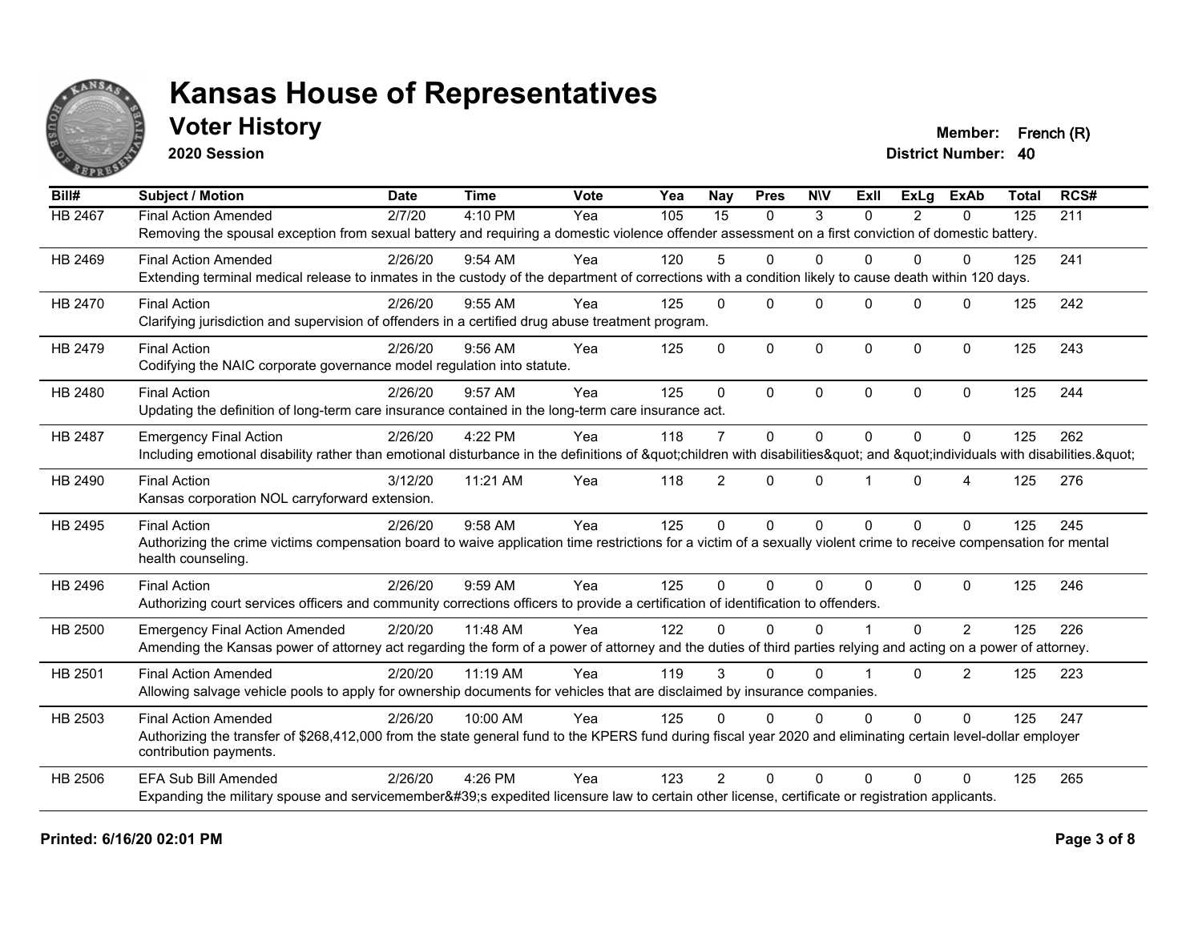# Kansas House of Representatives

## Voter History

**2020 Session**

**Member:** French (R)

**District Number:** 40

| Bill# | Subject / Motion | Date | Time | Vote | Yea | Nay | Pres | N\V | ExII | ExLg | ExAb | Total | RCS# |
|---|---|---|---|---|---|---|---|---|---|---|---|---|---|
| HB 2467 | Final Action Amended | 2/7/20 | 4:10 PM | Yea | 105 | 15 | 0 | 3 | 0 | 2 | 0 | 125 | 211 |
| | Removing the spousal exception from sexual battery and requiring a domestic violence offender assessment on a first conviction of domestic battery. | | | | | | | | | | | | |
| HB 2469 | Final Action Amended | 2/26/20 | 9:54 AM | Yea | 120 | 5 | 0 | 0 | 0 | 0 | 0 | 125 | 241 |
| | Extending terminal medical release to inmates in the custody of the department of corrections with a condition likely to cause death within 120 days. | | | | | | | | | | | | |
| HB 2470 | Final Action | 2/26/20 | 9:55 AM | Yea | 125 | 0 | 0 | 0 | 0 | 0 | 0 | 125 | 242 |
| | Clarifying jurisdiction and supervision of offenders in a certified drug abuse treatment program. | | | | | | | | | | | | |
| HB 2479 | Final Action | 2/26/20 | 9:56 AM | Yea | 125 | 0 | 0 | 0 | 0 | 0 | 0 | 125 | 243 |
| | Codifying the NAIC corporate governance model regulation into statute. | | | | | | | | | | | | |
| HB 2480 | Final Action | 2/26/20 | 9:57 AM | Yea | 125 | 0 | 0 | 0 | 0 | 0 | 0 | 125 | 244 |
| | Updating the definition of long-term care insurance contained in the long-term care insurance act. | | | | | | | | | | | | |
| HB 2487 | Emergency Final Action | 2/26/20 | 4:22 PM | Yea | 118 | 7 | 0 | 0 | 0 | 0 | 0 | 125 | 262 |
| | Including emotional disability rather than emotional disturbance in the definitions of &quot;children with disabilities&quot; and &quot;individuals with disabilities.&quot; | | | | | | | | | | | | |
| HB 2490 | Final Action | 3/12/20 | 11:21 AM | Yea | 118 | 2 | 0 | 0 | 1 | 0 | 4 | 125 | 276 |
| | Kansas corporation NOL carryforward extension. | | | | | | | | | | | | |
| HB 2495 | Final Action | 2/26/20 | 9:58 AM | Yea | 125 | 0 | 0 | 0 | 0 | 0 | 0 | 125 | 245 |
| | Authorizing the crime victims compensation board to waive application time restrictions for a victim of a sexually violent crime to receive compensation for mental health counseling. | | | | | | | | | | | | |
| HB 2496 | Final Action | 2/26/20 | 9:59 AM | Yea | 125 | 0 | 0 | 0 | 0 | 0 | 0 | 125 | 246 |
| | Authorizing court services officers and community corrections officers to provide a certification of identification to offenders. | | | | | | | | | | | | |
| HB 2500 | Emergency Final Action Amended | 2/20/20 | 11:48 AM | Yea | 122 | 0 | 0 | 0 | 1 | 0 | 2 | 125 | 226 |
| | Amending the Kansas power of attorney act regarding the form of a power of attorney and the duties of third parties relying and acting on a power of attorney. | | | | | | | | | | | | |
| HB 2501 | Final Action Amended | 2/20/20 | 11:19 AM | Yea | 119 | 3 | 0 | 0 | 1 | 0 | 2 | 125 | 223 |
| | Allowing salvage vehicle pools to apply for ownership documents for vehicles that are disclaimed by insurance companies. | | | | | | | | | | | | |
| HB 2503 | Final Action Amended | 2/26/20 | 10:00 AM | Yea | 125 | 0 | 0 | 0 | 0 | 0 | 0 | 125 | 247 |
| | Authorizing the transfer of $268,412,000 from the state general fund to the KPERS fund during fiscal year 2020 and eliminating certain level-dollar employer contribution payments. | | | | | | | | | | | | |
| HB 2506 | EFA Sub Bill Amended | 2/26/20 | 4:26 PM | Yea | 123 | 2 | 0 | 0 | 0 | 0 | 0 | 125 | 265 |
| | Expanding the military spouse and servicemember&#39;s expedited licensure law to certain other license, certificate or registration applicants. | | | | | | | | | | | | |

**Printed: 6/16/20 02:01 PM**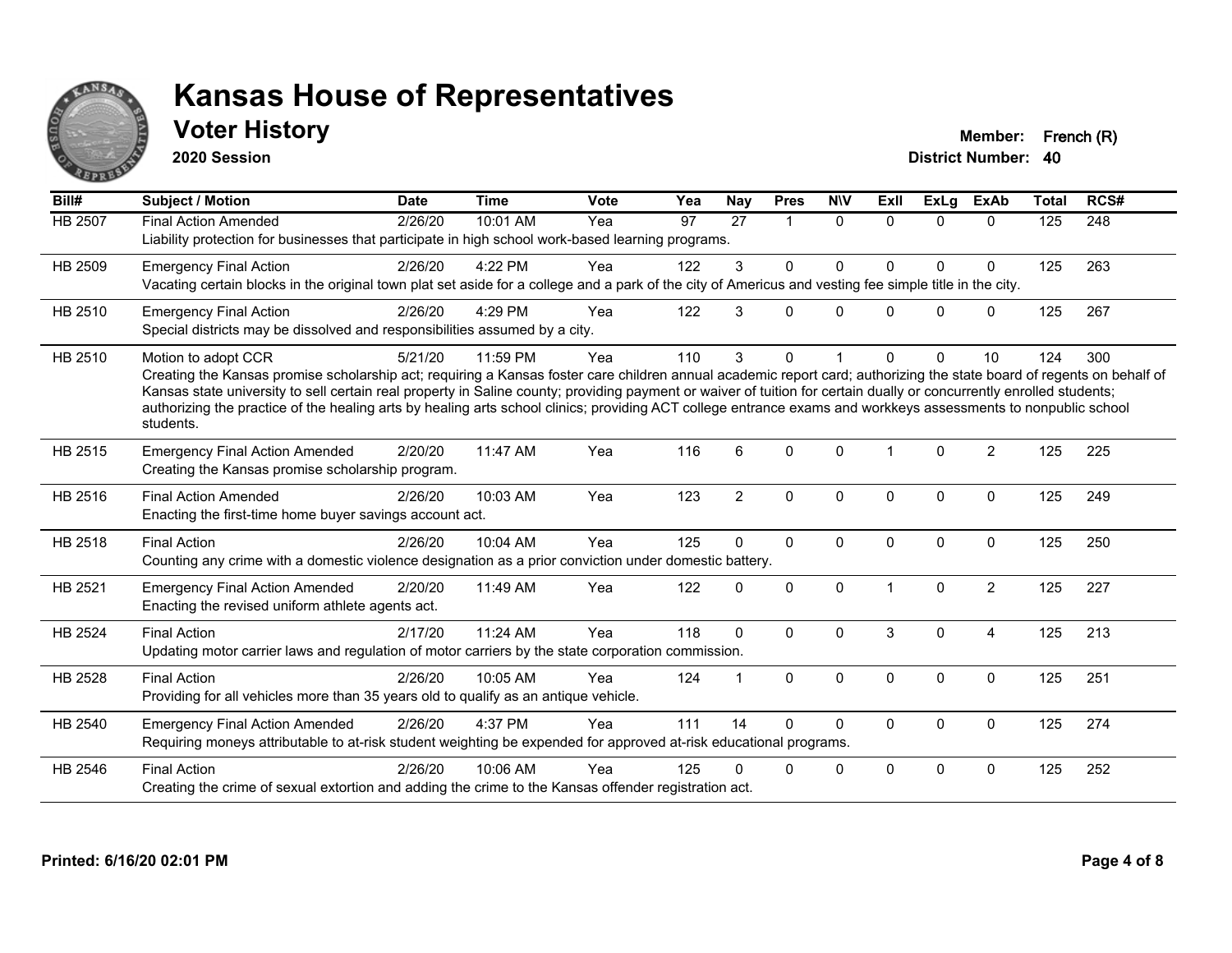# Kansas House of Representatives

## Voter History

**2020 Session**

**Member:** French (R)
**District Number:** 40

| Bill# | Subject / Motion | Date | Time | Vote | Yea | Nay | Pres | N\V | ExII | ExLg | ExAb | Total | RCS# |
|---|---|---|---|---|---|---|---|---|---|---|---|---|---|
| HB 2507 | Final Action Amended | 2/26/20 | 10:01 AM | Yea | 97 | 27 | 1 | 0 | 0 | 0 | 0 | 125 | 248 |
| | Liability protection for businesses that participate in high school work-based learning programs. | | | | | | | | | | | | |
| HB 2509 | Emergency Final Action | 2/26/20 | 4:22 PM | Yea | 122 | 3 | 0 | 0 | 0 | 0 | 0 | 125 | 263 |
| | Vacating certain blocks in the original town plat set aside for a college and a park of the city of Americus and vesting fee simple title in the city. | | | | | | | | | | | | |
| HB 2510 | Emergency Final Action | 2/26/20 | 4:29 PM | Yea | 122 | 3 | 0 | 0 | 0 | 0 | 0 | 125 | 267 |
| | Special districts may be dissolved and responsibilities assumed by a city. | | | | | | | | | | | | |
| HB 2510 | Motion to adopt CCR | 5/21/20 | 11:59 PM | Yea | 110 | 3 | 0 | 1 | 0 | 0 | 10 | 124 | 300 |
| | Creating the Kansas promise scholarship act; requiring a Kansas foster care children annual academic report card; authorizing the state board of regents on behalf of Kansas state university to sell certain real property in Saline county; providing payment or waiver of tuition for certain dually or concurrently enrolled students; authorizing the practice of the healing arts by healing arts school clinics; providing ACT college entrance exams and workkeys assessments to nonpublic school students. | | | | | | | | | | | | |
| HB 2515 | Emergency Final Action Amended | 2/20/20 | 11:47 AM | Yea | 116 | 6 | 0 | 0 | 1 | 0 | 2 | 125 | 225 |
| | Creating the Kansas promise scholarship program. | | | | | | | | | | | | |
| HB 2516 | Final Action Amended | 2/26/20 | 10:03 AM | Yea | 123 | 2 | 0 | 0 | 0 | 0 | 0 | 125 | 249 |
| | Enacting the first-time home buyer savings account act. | | | | | | | | | | | | |
| HB 2518 | Final Action | 2/26/20 | 10:04 AM | Yea | 125 | 0 | 0 | 0 | 0 | 0 | 0 | 125 | 250 |
| | Counting any crime with a domestic violence designation as a prior conviction under domestic battery. | | | | | | | | | | | | |
| HB 2521 | Emergency Final Action Amended | 2/20/20 | 11:49 AM | Yea | 122 | 0 | 0 | 0 | 1 | 0 | 2 | 125 | 227 |
| | Enacting the revised uniform athlete agents act. | | | | | | | | | | | | |
| HB 2524 | Final Action | 2/17/20 | 11:24 AM | Yea | 118 | 0 | 0 | 0 | 3 | 0 | 4 | 125 | 213 |
| | Updating motor carrier laws and regulation of motor carriers by the state corporation commission. | | | | | | | | | | | | |
| HB 2528 | Final Action | 2/26/20 | 10:05 AM | Yea | 124 | 1 | 0 | 0 | 0 | 0 | 0 | 125 | 251 |
| | Providing for all vehicles more than 35 years old to qualify as an antique vehicle. | | | | | | | | | | | | |
| HB 2540 | Emergency Final Action Amended | 2/26/20 | 4:37 PM | Yea | 111 | 14 | 0 | 0 | 0 | 0 | 0 | 125 | 274 |
| | Requiring moneys attributable to at-risk student weighting be expended for approved at-risk educational programs. | | | | | | | | | | | | |
| HB 2546 | Final Action | 2/26/20 | 10:06 AM | Yea | 125 | 0 | 0 | 0 | 0 | 0 | 0 | 125 | 252 |
| | Creating the crime of sexual extortion and adding the crime to the Kansas offender registration act. | | | | | | | | | | | | |

Printed: 6/16/20 02:01 PM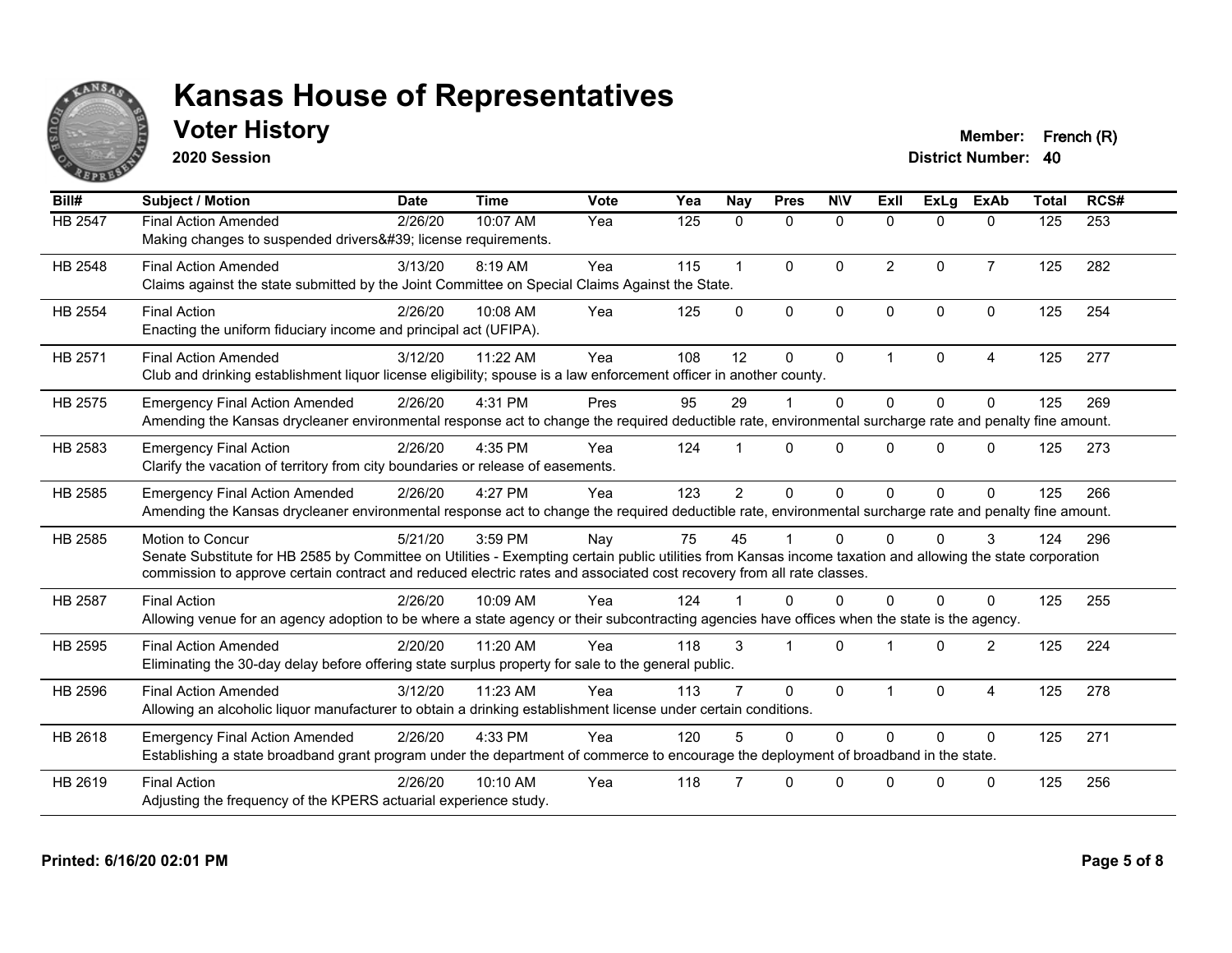# Kansas House of Representatives

## Voter History

**2020 Session**

**Member:** French (R)
**District Number:** 40

| Bill# | Subject / Motion | Date | Time | Vote | Yea | Nay | Pres | N\V | ExII | ExLg | ExAb | Total | RCS# |
|---|---|---|---|---|---|---|---|---|---|---|---|---|---|
| HB 2547 | Final Action Amended | 2/26/20 | 10:07 AM | Yea | 125 | 0 | 0 | 0 | 0 | 0 | 0 | 125 | 253 |
| | Making changes to suspended drivers&#39; license requirements. | | | | | | | | | | | | |
| HB 2548 | Final Action Amended | 3/13/20 | 8:19 AM | Yea | 115 | 1 | 0 | 0 | 2 | 0 | 7 | 125 | 282 |
| | Claims against the state submitted by the Joint Committee on Special Claims Against the State. | | | | | | | | | | | | |
| HB 2554 | Final Action | 2/26/20 | 10:08 AM | Yea | 125 | 0 | 0 | 0 | 0 | 0 | 0 | 125 | 254 |
| | Enacting the uniform fiduciary income and principal act (UFIPA). | | | | | | | | | | | | |
| HB 2571 | Final Action Amended | 3/12/20 | 11:22 AM | Yea | 108 | 12 | 0 | 0 | 1 | 0 | 4 | 125 | 277 |
| | Club and drinking establishment liquor license eligibility; spouse is a law enforcement officer in another county. | | | | | | | | | | | | |
| HB 2575 | Emergency Final Action Amended | 2/26/20 | 4:31 PM | Pres | 95 | 29 | 1 | 0 | 0 | 0 | 0 | 125 | 269 |
| | Amending the Kansas drycleaner environmental response act to change the required deductible rate, environmental surcharge rate and penalty fine amount. | | | | | | | | | | | | |
| HB 2583 | Emergency Final Action | 2/26/20 | 4:35 PM | Yea | 124 | 1 | 0 | 0 | 0 | 0 | 0 | 125 | 273 |
| | Clarify the vacation of territory from city boundaries or release of easements. | | | | | | | | | | | | |
| HB 2585 | Emergency Final Action Amended | 2/26/20 | 4:27 PM | Yea | 123 | 2 | 0 | 0 | 0 | 0 | 0 | 125 | 266 |
| | Amending the Kansas drycleaner environmental response act to change the required deductible rate, environmental surcharge rate and penalty fine amount. | | | | | | | | | | | | |
| HB 2585 | Motion to Concur | 5/21/20 | 3:59 PM | Nay | 75 | 45 | 1 | 0 | 0 | 0 | 3 | 124 | 296 |
| | Senate Substitute for HB 2585 by Committee on Utilities - Exempting certain public utilities from Kansas income taxation and allowing the state corporation commission to approve certain contract and reduced electric rates and associated cost recovery from all rate classes. | | | | | | | | | | | | |
| HB 2587 | Final Action | 2/26/20 | 10:09 AM | Yea | 124 | 1 | 0 | 0 | 0 | 0 | 0 | 125 | 255 |
| | Allowing venue for an agency adoption to be where a state agency or their subcontracting agencies have offices when the state is the agency. | | | | | | | | | | | | |
| HB 2595 | Final Action Amended | 2/20/20 | 11:20 AM | Yea | 118 | 3 | 1 | 0 | 1 | 0 | 2 | 125 | 224 |
| | Eliminating the 30-day delay before offering state surplus property for sale to the general public. | | | | | | | | | | | | |
| HB 2596 | Final Action Amended | 3/12/20 | 11:23 AM | Yea | 113 | 7 | 0 | 0 | 1 | 0 | 4 | 125 | 278 |
| | Allowing an alcoholic liquor manufacturer to obtain a drinking establishment license under certain conditions. | | | | | | | | | | | | |
| HB 2618 | Emergency Final Action Amended | 2/26/20 | 4:33 PM | Yea | 120 | 5 | 0 | 0 | 0 | 0 | 0 | 125 | 271 |
| | Establishing a state broadband grant program under the department of commerce to encourage the deployment of broadband in the state. | | | | | | | | | | | | |
| HB 2619 | Final Action | 2/26/20 | 10:10 AM | Yea | 118 | 7 | 0 | 0 | 0 | 0 | 0 | 125 | 256 |
| | Adjusting the frequency of the KPERS actuarial experience study. | | | | | | | | | | | | |

**Printed: 6/16/20 02:01 PM**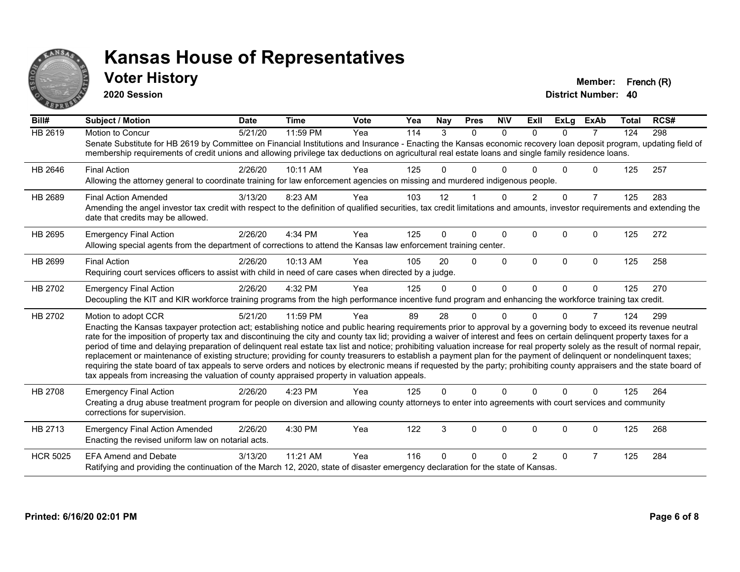# Kansas House of Representatives

## Voter History

**2020 Session**

**Member:** French (R)
**District Number:** 40

| Bill# | Subject / Motion | Date | Time | Vote | Yea | Nay | Pres | N\V | ExII | ExLg | ExAb | Total | RCS# |
|---|---|---|---|---|---|---|---|---|---|---|---|---|---|
| HB 2619 | Motion to Concur | 5/21/20 | 11:59 PM | Yea | 114 | 3 | 0 | 0 | 0 | 0 | 7 | 124 | 298 |
| | Senate Substitute for HB 2619 by Committee on Financial Institutions and Insurance - Enacting the Kansas economic recovery loan deposit program, updating field of membership requirements of credit unions and allowing privilege tax deductions on agricultural real estate loans and single family residence loans. | | | | | | | | | | | | |
| HB 2646 | Final Action | 2/26/20 | 10:11 AM | Yea | 125 | 0 | 0 | 0 | 0 | 0 | 0 | 125 | 257 |
| | Allowing the attorney general to coordinate training for law enforcement agencies on missing and murdered indigenous people. | | | | | | | | | | | | |
| HB 2689 | Final Action Amended | 3/13/20 | 8:23 AM | Yea | 103 | 12 | 1 | 0 | 2 | 0 | 7 | 125 | 283 |
| | Amending the angel investor tax credit with respect to the definition of qualified securities, tax credit limitations and amounts, investor requirements and extending the date that credits may be allowed. | | | | | | | | | | | | |
| HB 2695 | Emergency Final Action | 2/26/20 | 4:34 PM | Yea | 125 | 0 | 0 | 0 | 0 | 0 | 0 | 125 | 272 |
| | Allowing special agents from the department of corrections to attend the Kansas law enforcement training center. | | | | | | | | | | | | |
| HB 2699 | Final Action | 2/26/20 | 10:13 AM | Yea | 105 | 20 | 0 | 0 | 0 | 0 | 0 | 125 | 258 |
| | Requiring court services officers to assist with child in need of care cases when directed by a judge. | | | | | | | | | | | | |
| HB 2702 | Emergency Final Action | 2/26/20 | 4:32 PM | Yea | 125 | 0 | 0 | 0 | 0 | 0 | 0 | 125 | 270 |
| | Decoupling the KIT and KIR workforce training programs from the high performance incentive fund program and enhancing the workforce training tax credit. | | | | | | | | | | | | |
| HB 2702 | Motion to adopt CCR | 5/21/20 | 11:59 PM | Yea | 89 | 28 | 0 | 0 | 0 | 0 | 7 | 124 | 299 |
| | Enacting the Kansas taxpayer protection act; establishing notice and public hearing requirements prior to approval by a governing body to exceed its revenue neutral rate for the imposition of property tax and discontinuing the city and county tax lid; providing a waiver of interest and fees on certain delinquent property taxes for a period of time and delaying preparation of delinquent real estate tax list and notice; prohibiting valuation increase for real property solely as the result of normal repair, replacement or maintenance of existing structure; providing for county treasurers to establish a payment plan for the payment of delinquent or nondelinquent taxes; requiring the state board of tax appeals to serve orders and notices by electronic means if requested by the party; prohibiting county appraisers and the state board of tax appeals from increasing the valuation of county appraised property in valuation appeals. | | | | | | | | | | | | |
| HB 2708 | Emergency Final Action | 2/26/20 | 4:23 PM | Yea | 125 | 0 | 0 | 0 | 0 | 0 | 0 | 125 | 264 |
| | Creating a drug abuse treatment program for people on diversion and allowing county attorneys to enter into agreements with court services and community corrections for supervision. | | | | | | | | | | | | |
| HB 2713 | Emergency Final Action Amended | 2/26/20 | 4:30 PM | Yea | 122 | 3 | 0 | 0 | 0 | 0 | 0 | 125 | 268 |
| | Enacting the revised uniform law on notarial acts. | | | | | | | | | | | | |
| HCR 5025 | EFA Amend and Debate | 3/13/20 | 11:21 AM | Yea | 116 | 0 | 0 | 0 | 2 | 0 | 7 | 125 | 284 |
| | Ratifying and providing the continuation of the March 12, 2020, state of disaster emergency declaration for the state of Kansas. | | | | | | | | | | | | |

**Printed: 6/16/20 02:01 PM**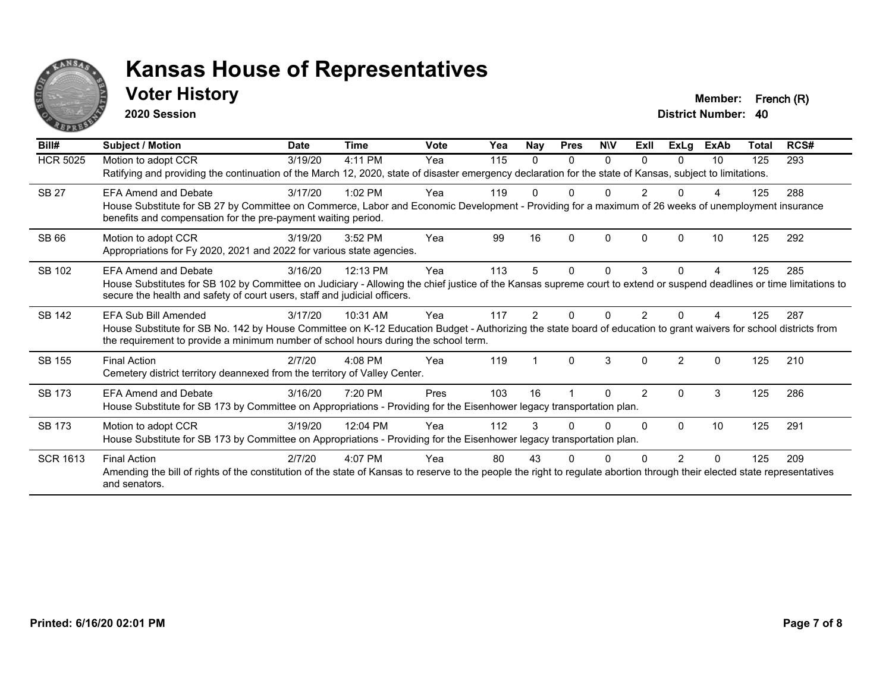// Kansas House of Representatives

## Voter History

**2020 Session**

**Member:** French (R)
**District Number:** 40

| Bill# | Subject / Motion | Date | Time | Vote | Yea | Nay | Pres | N\V | ExII | ExLg | ExAb | Total | RCS# |
|---|---|---|---|---|---|---|---|---|---|---|---|---|---|
| HCR 5025 | Motion to adopt CCR | 3/19/20 | 4:11 PM | Yea | 115 | 0 | 0 | 0 | 0 | 0 | 10 | 125 | 293 |
| | Ratifying and providing the continuation of the March 12, 2020, state of disaster emergency declaration for the state of Kansas, subject to limitations. | | | | | | | | | | | | |
| SB 27 | EFA Amend and Debate | 3/17/20 | 1:02 PM | Yea | 119 | 0 | 0 | 0 | 2 | 0 | 4 | 125 | 288 |
| | House Substitute for SB 27 by Committee on Commerce, Labor and Economic Development - Providing for a maximum of 26 weeks of unemployment insurance benefits and compensation for the pre-payment waiting period. | | | | | | | | | | | | |
| SB 66 | Motion to adopt CCR | 3/19/20 | 3:52 PM | Yea | 99 | 16 | 0 | 0 | 0 | 0 | 10 | 125 | 292 |
| | Appropriations for Fy 2020, 2021 and 2022 for various state agencies. | | | | | | | | | | | | |
| SB 102 | EFA Amend and Debate | 3/16/20 | 12:13 PM | Yea | 113 | 5 | 0 | 0 | 3 | 0 | 4 | 125 | 285 |
| | House Substitutes for SB 102 by Committee on Judiciary - Allowing the chief justice of the Kansas supreme court to extend or suspend deadlines or time limitations to secure the health and safety of court users, staff and judicial officers. | | | | | | | | | | | | |
| SB 142 | EFA Sub Bill Amended | 3/17/20 | 10:31 AM | Yea | 117 | 2 | 0 | 0 | 2 | 0 | 4 | 125 | 287 |
| | House Substitute for SB No. 142 by House Committee on K-12 Education Budget - Authorizing the state board of education to grant waivers for school districts from the requirement to provide a minimum number of school hours during the school term. | | | | | | | | | | | | |
| SB 155 | Final Action | 2/7/20 | 4:08 PM | Yea | 119 | 1 | 0 | 3 | 0 | 2 | 0 | 125 | 210 |
| | Cemetery district territory deannexed from the territory of Valley Center. | | | | | | | | | | | | |
| SB 173 | EFA Amend and Debate | 3/16/20 | 7:20 PM | Pres | 103 | 16 | 1 | 0 | 2 | 0 | 3 | 125 | 286 |
| | House Substitute for SB 173 by Committee on Appropriations - Providing for the Eisenhower legacy transportation plan. | | | | | | | | | | | | |
| SB 173 | Motion to adopt CCR | 3/19/20 | 12:04 PM | Yea | 112 | 3 | 0 | 0 | 0 | 0 | 10 | 125 | 291 |
| | House Substitute for SB 173 by Committee on Appropriations - Providing for the Eisenhower legacy transportation plan. | | | | | | | | | | | | |
| SCR 1613 | Final Action | 2/7/20 | 4:07 PM | Yea | 80 | 43 | 0 | 0 | 0 | 2 | 0 | 125 | 209 |
| | Amending the bill of rights of the constitution of the state of Kansas to reserve to the people the right to regulate abortion through their elected state representatives and senators. | | | | | | | | | | | | |

Printed: 6/16/20 02:01 PM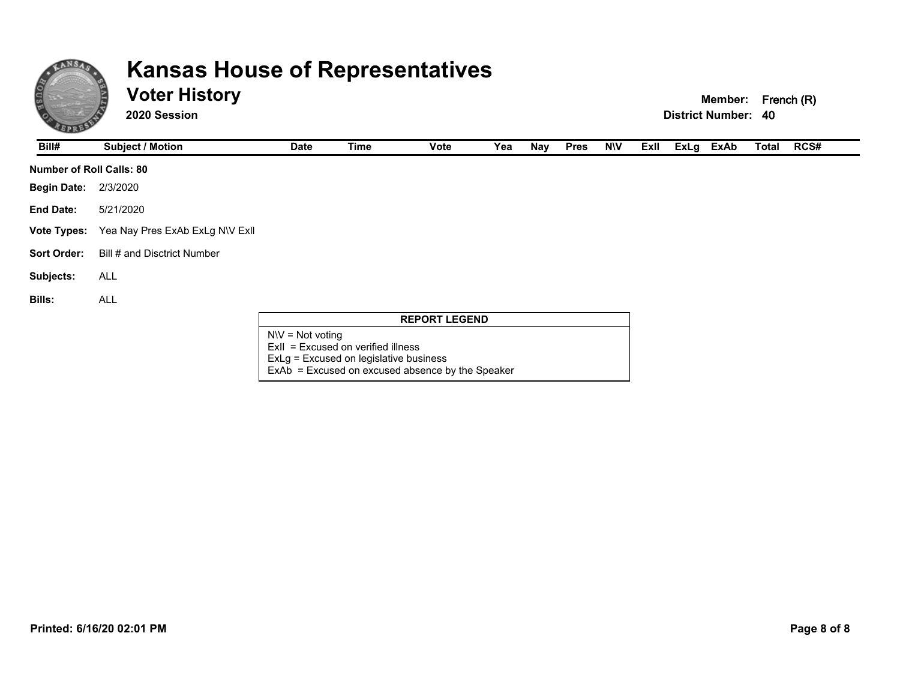# Kansas House of Representatives

## Voter History

**2020 Session**

**Member:** French (R)
**District Number:** 40

| Bill# | Subject / Motion | Date | Time | Vote | Yea | Nay | Pres | N\V | ExIl | ExLg | ExAb | Total | RCS# |
|---|---|---|---|---|---|---|---|---|---|---|---|---|---|

**Number of Roll Calls: 80**

**Begin Date:** 2/3/2020

**End Date:** 5/21/2020

**Vote Types:** Yea Nay Pres ExAb ExLg N\V ExIl

**Sort Order:** Bill # and Disctrict Number

**Subjects:** ALL

**Bills:** ALL

| REPORT LEGEND |
|---|
| N\V = Not voting |
| ExIl = Excused on verified illness |
| ExLg = Excused on legislative business |
| ExAb = Excused on excused absence by the Speaker |

**Printed: 6/16/20 02:01 PM**